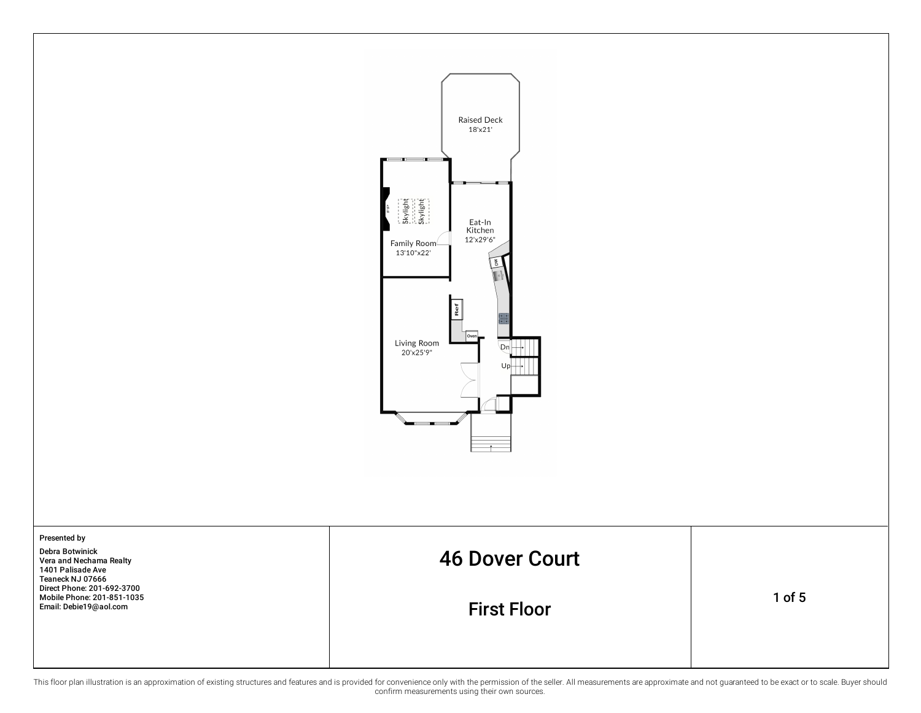Raised Deck
18'x21'

Family Room
13'10"x22'

Eat-In Kitchen
12'x29'6"

Living Room
20'x25'9"

FP

Skylight

Skylight

DW

Ref

Oven

Dn

Up

Presented by

Debra Botwinick
Vera and Nechama Realty
1401 Palisade Ave
Teaneck NJ 07666
Direct Phone: 201-692-3700
Mobile Phone: 201-851-1035
Email: Debie19@aol.com

# 46 Dover Court

## First Floor

This floor plan illustration is an approximation of existing structures and features and is provided for convenience only with the permission of the seller. All measurements are approximate and not guaranteed to be exact or to scale. Buyer should confirm measurements using their own sources.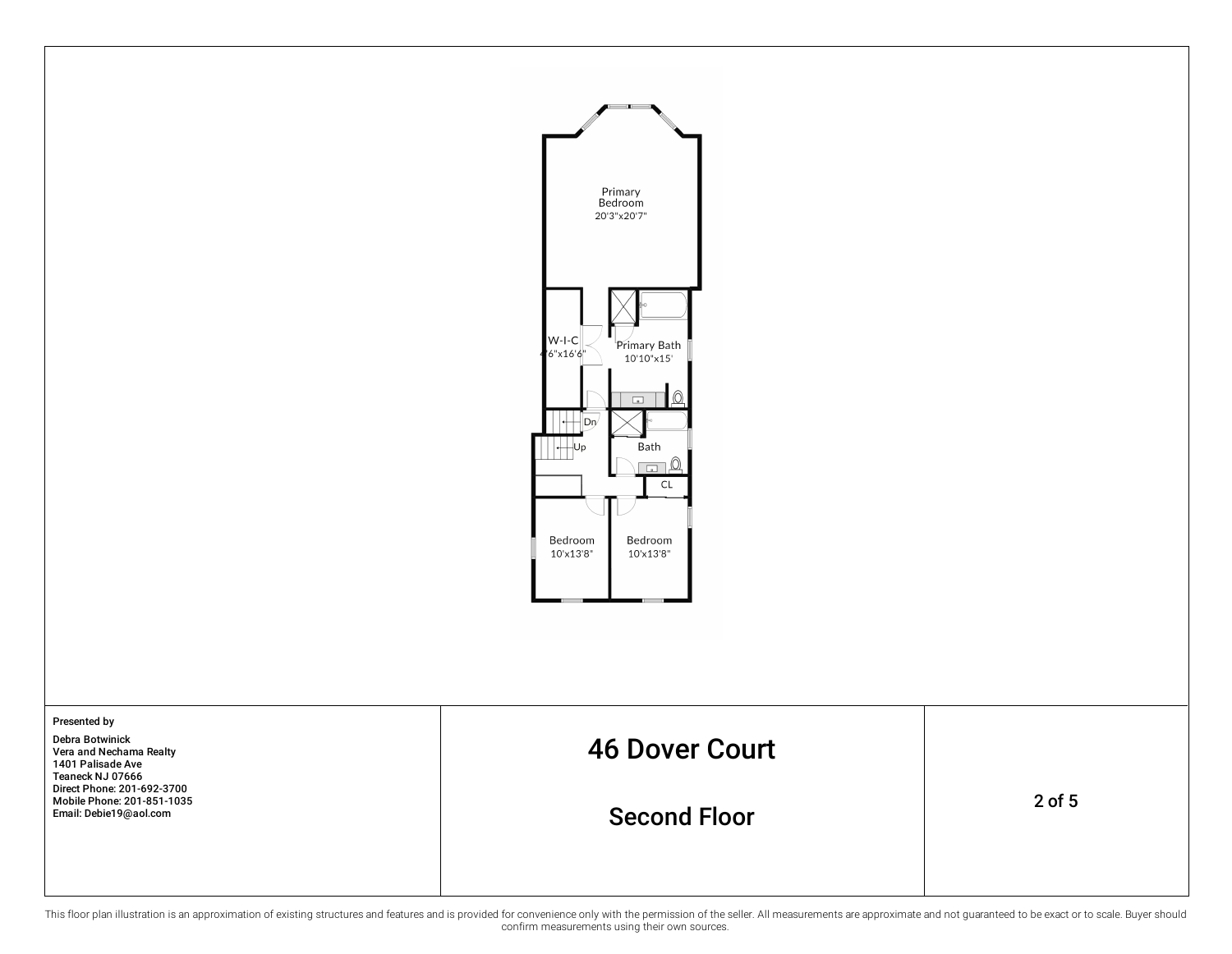Primary Bedroom
20'3"x20'7"

W-I-C
4'6"x16'6"

Primary Bath
10'10"x15'

Dn

Up

Bath

CL

Bedroom
10'x13'8"

Bedroom
10'x13'8"

**Presented by**

**Debra Botwinick**
**Vera and Nechama Realty**
**1401 Palisade Ave**
**Teaneck NJ 07666**
**Direct Phone: 201-692-3700**
**Mobile Phone: 201-851-1035**
**Email: Debie19@aol.com**

# 46 Dover Court

## Second Floor

This floor plan illustration is an approximation of existing structures and features and is provided for convenience only with the permission of the seller. All measurements are approximate and not guaranteed to be exact or to scale. Buyer should confirm measurements using their own sources.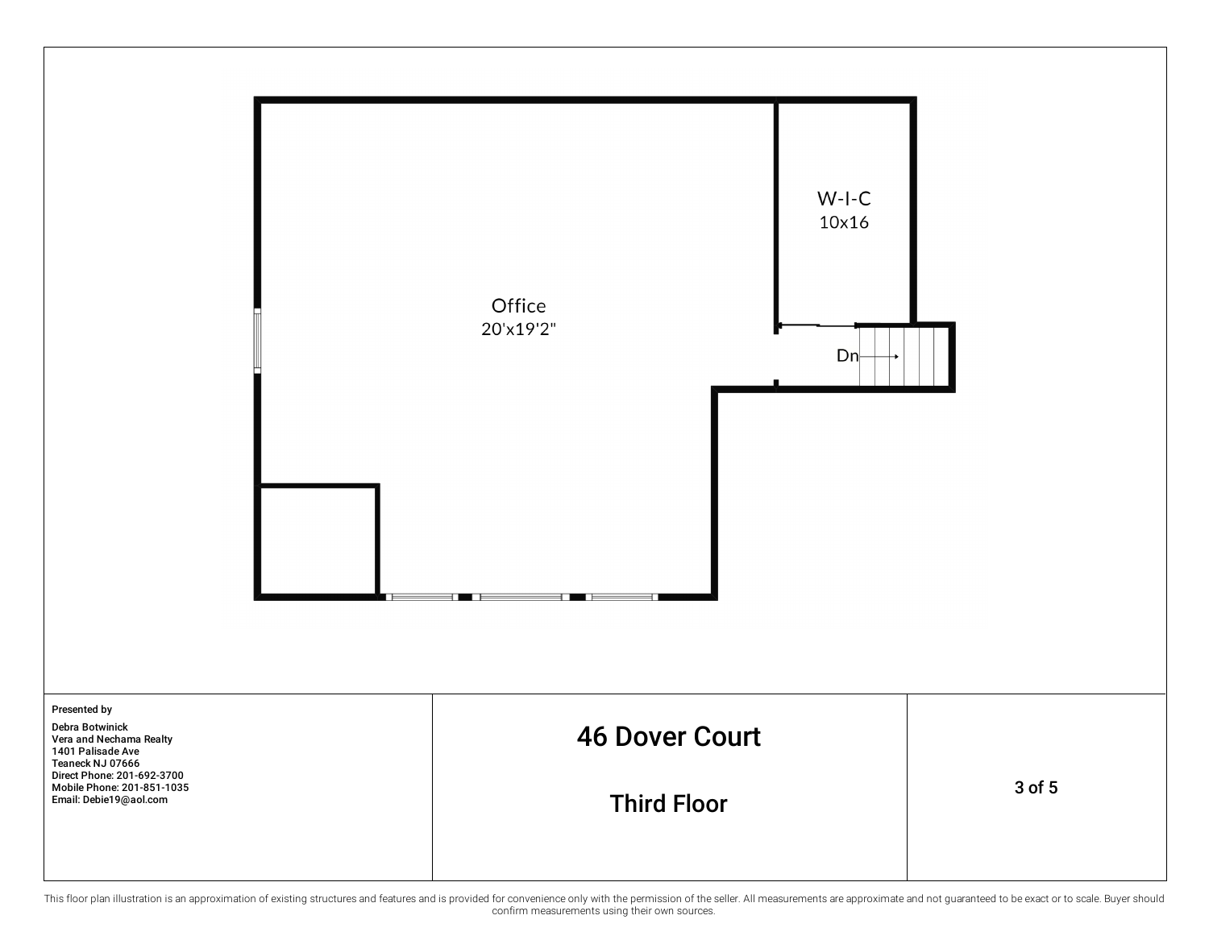Office
20'x19'2"

W-I-C
10x16

Dn

Presented by

Debra Botwinick
Vera and Nechama Realty
1401 Palisade Ave
Teaneck NJ 07666
Direct Phone: 201-692-3700
Mobile Phone: 201-851-1035
Email: Debie19@aol.com

# 46 Dover Court

## Third Floor

This floor plan illustration is an approximation of existing structures and features and is provided for convenience only with the permission of the seller. All measurements are approximate and not guaranteed to be exact or to scale. Buyer should confirm measurements using their own sources.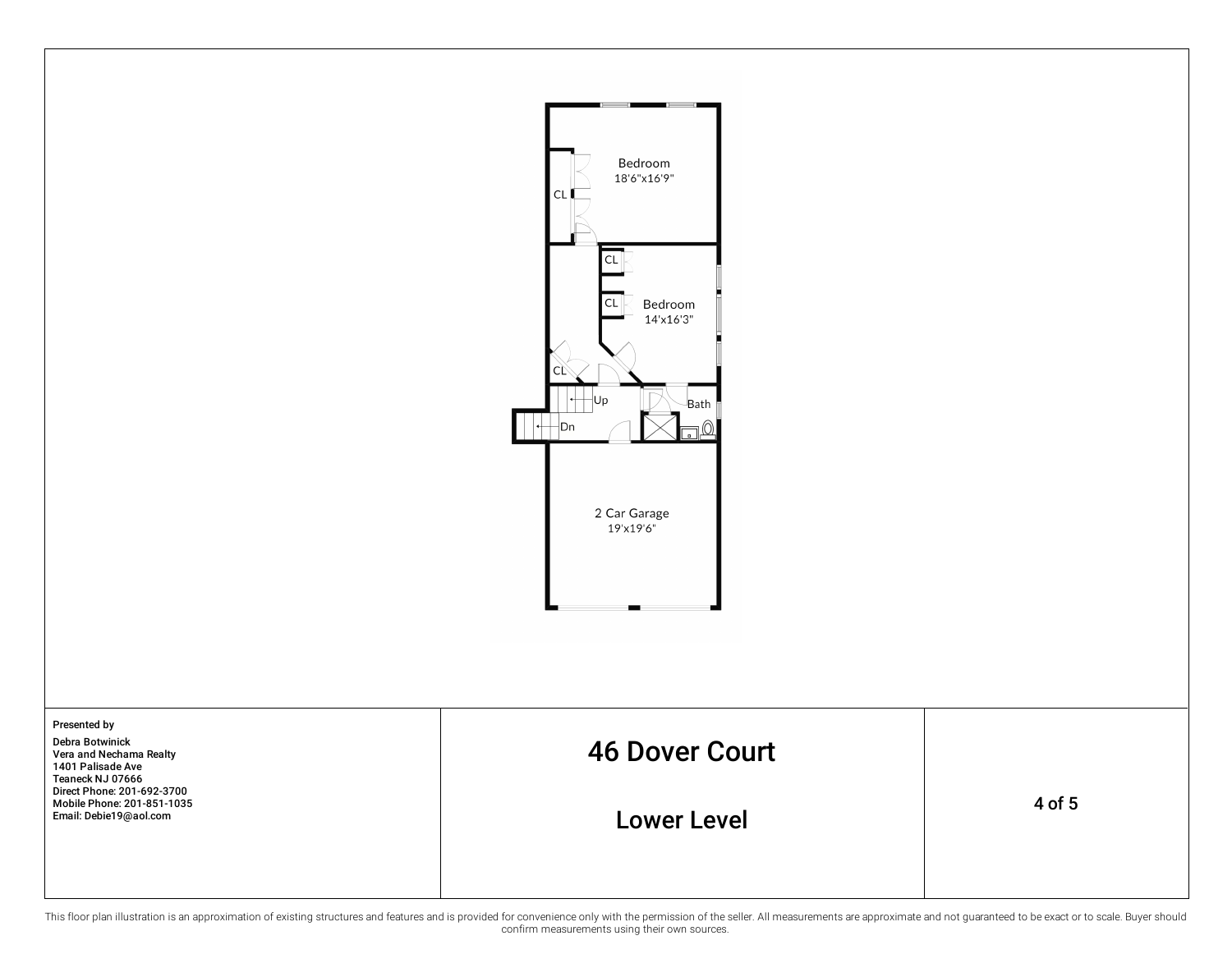Bedroom
18'6"x16'9"

CL

CL

CL

Bedroom
14'x16'3"

CL

Up

Bath

Dn

2 Car Garage
19'x19'6"

**Presented by**

**Debra Botwinick**
**Vera and Nechama Realty**
**1401 Palisade Ave**
**Teaneck NJ 07666**
**Direct Phone: 201-692-3700**
**Mobile Phone: 201-851-1035**
**Email: Debie19@aol.com**

# 46 Dover Court

## Lower Level

This floor plan illustration is an approximation of existing structures and features and is provided for convenience only with the permission of the seller. All measurements are approximate and not guaranteed to be exact or to scale. Buyer should confirm measurements using their own sources.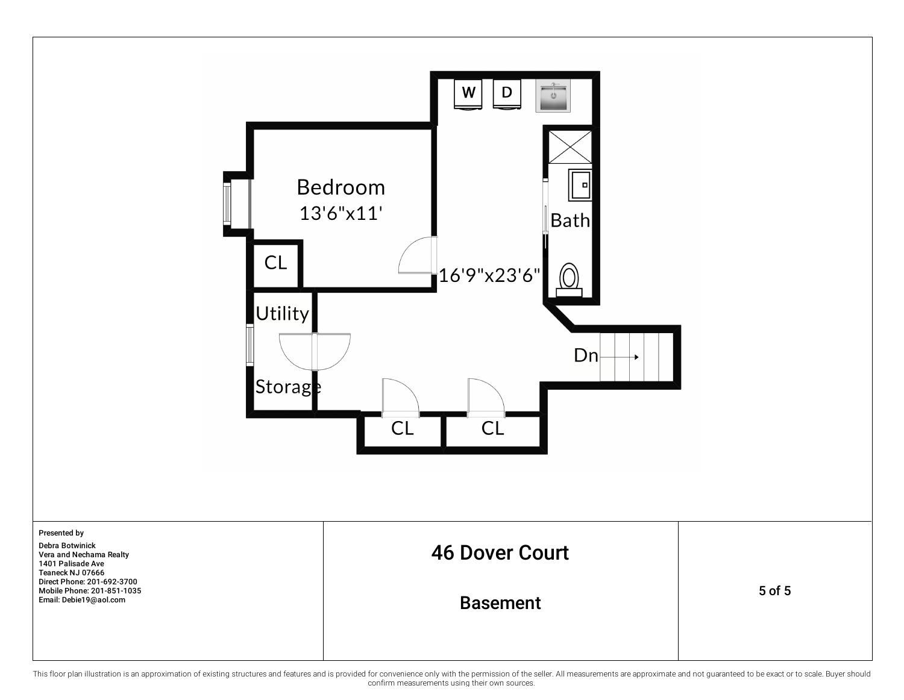Bedroom
13'6"x11'

CL

16'9"x23'6"

W

D

Bath

Utility

Storage

Dn

CL

CL

Presented by
Debra Botwinick
Vera and Nechama Realty
1401 Palisade Ave
Teaneck NJ 07666
Direct Phone: 201-692-3700
Mobile Phone: 201-851-1035
Email: Debie19@aol.com

# 46 Dover Court

## Basement

This floor plan illustration is an approximation of existing structures and features and is provided for convenience only with the permission of the seller. All measurements are approximate and not guaranteed to be exact or to scale. Buyer should confirm measurements using their own sources.